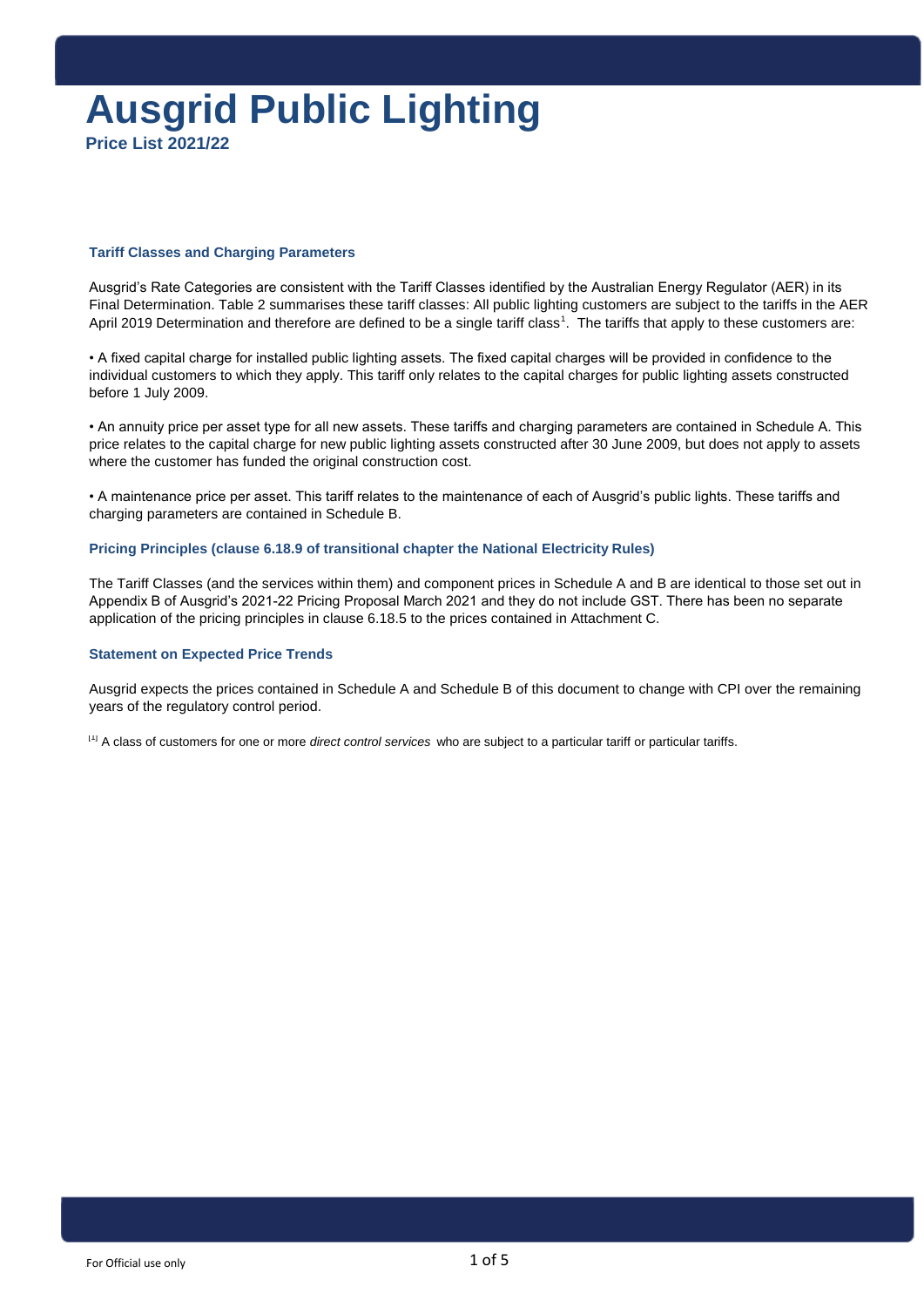# Ausgrid Public Lighting

**Price List 2021/22**

### Tariff Classes and Charging Parameters

Ausgrid's Rate Categories are consistent with the Tariff Classes identified by the Australian Energy Regulator (AER) in its Final Determination. Table 2 summarises these tariff classes: All public lighting customers are subject to the tariffs in the AER April 2019 Determination and therefore are defined to be a single tariff class[1]. The tariffs that apply to these customers are:

• A fixed capital charge for installed public lighting assets. The fixed capital charges will be provided in confidence to the individual customers to which they apply. This tariff only relates to the capital charges for public lighting assets constructed before 1 July 2009.

• An annuity price per asset type for all new assets. These tariffs and charging parameters are contained in Schedule A. This price relates to the capital charge for new public lighting assets constructed after 30 June 2009, but does not apply to assets where the customer has funded the original construction cost.

• A maintenance price per asset. This tariff relates to the maintenance of each of Ausgrid's public lights. These tariffs and charging parameters are contained in Schedule B.

### Pricing Principles (clause 6.18.9 of transitional chapter the National Electricity Rules)

The Tariff Classes (and the services within them) and component prices in Schedule A and B are identical to those set out in Appendix B of Ausgrid's 2021-22 Pricing Proposal March 2021 and they do not include GST. There has been no separate application of the pricing principles in clause 6.18.5 to the prices contained in Attachment C.

### Statement on Expected Price Trends

Ausgrid expects the prices contained in Schedule A and Schedule B of this document to change with CPI over the remaining years of the regulatory control period.

[1] A class of customers for one or more *direct control services* who are subject to a particular tariff or particular tariffs.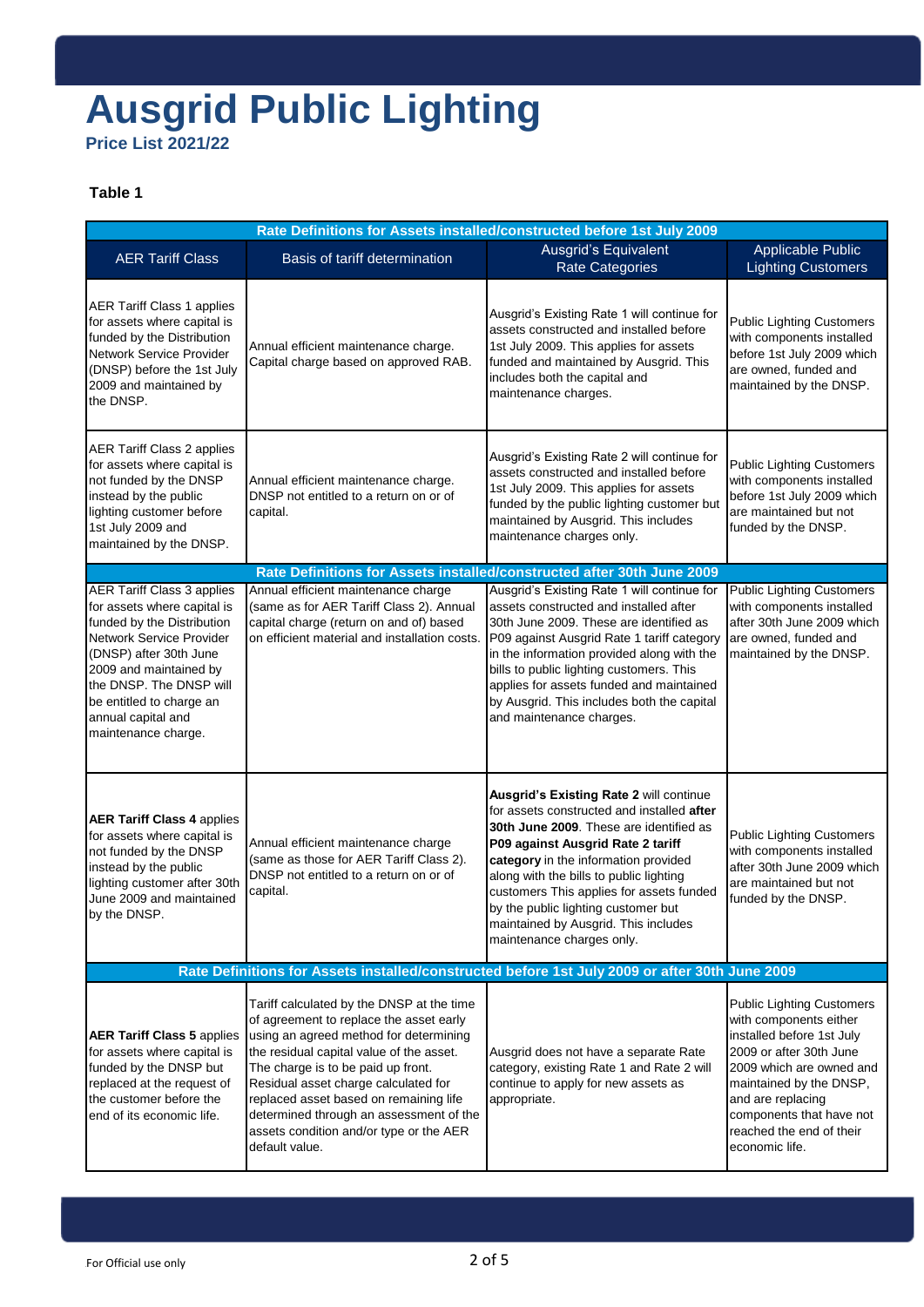# Ausgrid Public Lighting

**Price List 2021/22**

**Table 1**

| Rate Definitions for Assets installed/constructed before 1st July 2009 | | | |
|---|---|---|---|
| AER Tariff Class | Basis of tariff determination | Ausgrid's Equivalent Rate Categories | Applicable Public Lighting Customers |
| AER Tariff Class 1 applies for assets where capital is funded by the Distribution Network Service Provider (DNSP) before the 1st July 2009 and maintained by the DNSP. | Annual efficient maintenance charge. Capital charge based on approved RAB. | Ausgrid's Existing Rate 1 will continue for assets constructed and installed before 1st July 2009. This applies for assets funded and maintained by Ausgrid. This includes both the capital and maintenance charges. | Public Lighting Customers with components installed before 1st July 2009 which are owned, funded and maintained by the DNSP. |
| AER Tariff Class 2 applies for assets where capital is not funded by the DNSP instead by the public lighting customer before 1st July 2009 and maintained by the DNSP. | Annual efficient maintenance charge. DNSP not entitled to a return on or of capital. | Ausgrid's Existing Rate 2 will continue for assets constructed and installed before 1st July 2009. This applies for assets funded by the public lighting customer but maintained by Ausgrid. This includes maintenance charges only. | Public Lighting Customers with components installed before 1st July 2009 which are maintained but not funded by the DNSP. |
| **Rate Definitions for Assets installed/constructed after 30th June 2009** | | | |
| AER Tariff Class 3 applies for assets where capital is funded by the Distribution Network Service Provider (DNSP) after 30th June 2009 and maintained by the DNSP. The DNSP will be entitled to charge an annual capital and maintenance charge. | Annual efficient maintenance charge (same as for AER Tariff Class 2). Annual capital charge (return on and of) based on efficient material and installation costs. | Ausgrid's Existing Rate 1 will continue for assets constructed and installed after 30th June 2009. These are identified as P09 against Ausgrid Rate 1 tariff category in the information provided along with the bills to public lighting customers. This applies for assets funded and maintained by Ausgrid. This includes both the capital and maintenance charges. | Public Lighting Customers with components installed after 30th June 2009 which are owned, funded and maintained by the DNSP. |
| **AER Tariff Class 4** applies for assets where capital is not funded by the DNSP instead by the public lighting customer after 30th June 2009 and maintained by the DNSP. | Annual efficient maintenance charge (same as those for AER Tariff Class 2). DNSP not entitled to a return on or of capital. | **Ausgrid's Existing Rate 2** will continue for assets constructed and installed **after 30th June 2009**. These are identified as **P09 against Ausgrid Rate 2 tariff category** in the information provided along with the bills to public lighting customers This applies for assets funded by the public lighting customer but maintained by Ausgrid. This includes maintenance charges only. | Public Lighting Customers with components installed after 30th June 2009 which are maintained but not funded by the DNSP. |
| **Rate Definitions for Assets installed/constructed before 1st July 2009 or after 30th June 2009** | | | |
| **AER Tariff Class 5** applies for assets where capital is funded by the DNSP but replaced at the request of the customer before the end of its economic life. | Tariff calculated by the DNSP at the time of agreement to replace the asset early using an agreed method for determining the residual capital value of the asset. The charge is to be paid up front. Residual asset charge calculated for replaced asset based on remaining life determined through an assessment of the assets condition and/or type or the AER default value. | Ausgrid does not have a separate Rate category, existing Rate 1 and Rate 2 will continue to apply for new assets as appropriate. | Public Lighting Customers with components either installed before 1st July 2009 or after 30th June 2009 which are owned and maintained by the DNSP, and are replacing components that have not reached the end of their economic life. |

For Official use only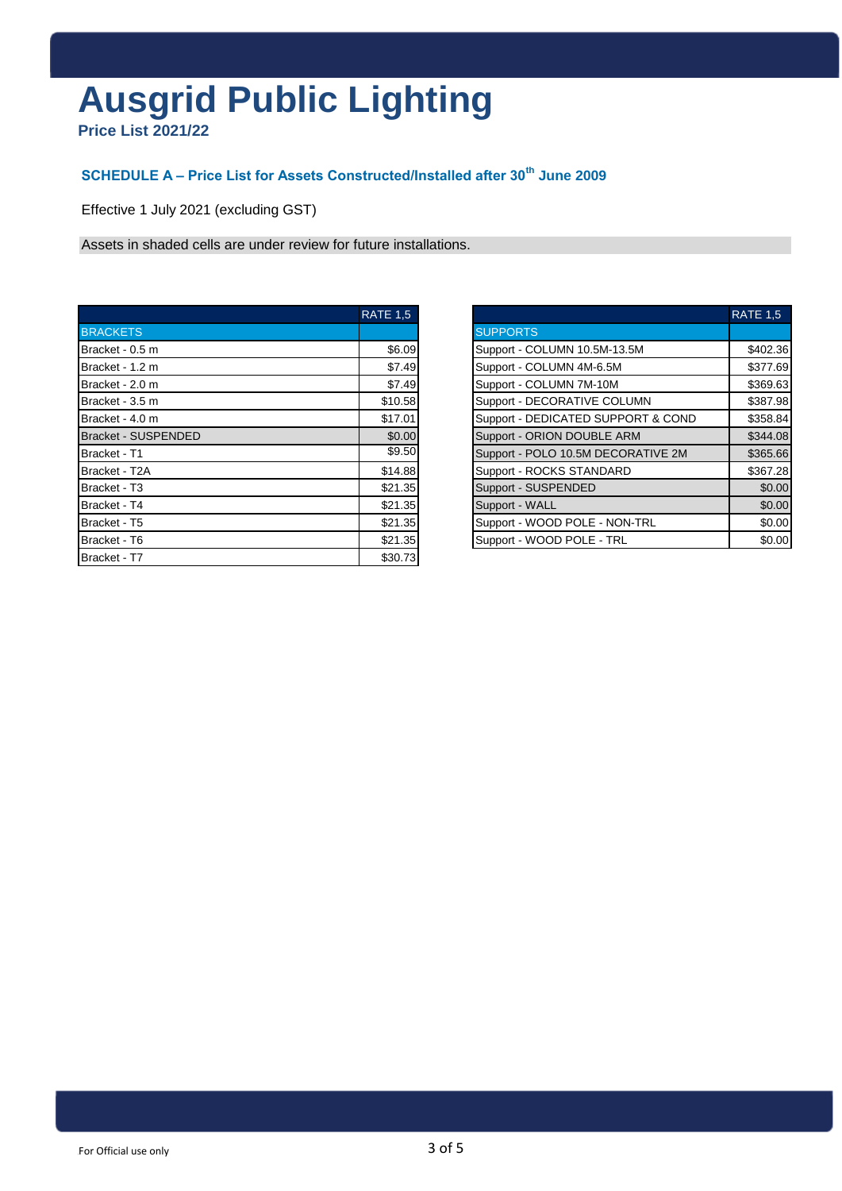# Ausgrid Public Lighting

**Price List 2021/22**

### SCHEDULE A – Price List for Assets Constructed/Installed after 30th June 2009

Effective 1 July 2021 (excluding GST)

Assets in shaded cells are under review for future installations.

| | RATE 1,5 |
|---|---|
| BRACKETS | |
| Bracket - 0.5 m | $6.09 |
| Bracket - 1.2 m | $7.49 |
| Bracket - 2.0 m | $7.49 |
| Bracket - 3.5 m | $10.58 |
| Bracket - 4.0 m | $17.01 |
| Bracket - SUSPENDED | $0.00 |
| Bracket - T1 | $9.50 |
| Bracket - T2A | $14.88 |
| Bracket - T3 | $21.35 |
| Bracket - T4 | $21.35 |
| Bracket - T5 | $21.35 |
| Bracket - T6 | $21.35 |
| Bracket - T7 | $30.73 |

| | RATE 1,5 |
|---|---|
| SUPPORTS | |
| Support - COLUMN 10.5M-13.5M | $402.36 |
| Support - COLUMN 4M-6.5M | $377.69 |
| Support - COLUMN 7M-10M | $369.63 |
| Support - DECORATIVE COLUMN | $387.98 |
| Support - DEDICATED SUPPORT & COND | $358.84 |
| Support - ORION DOUBLE ARM | $344.08 |
| Support - POLO 10.5M DECORATIVE 2M | $365.66 |
| Support - ROCKS STANDARD | $367.28 |
| Support - SUSPENDED | $0.00 |
| Support - WALL | $0.00 |
| Support - WOOD POLE - NON-TRL | $0.00 |
| Support - WOOD POLE - TRL | $0.00 |

For Official use only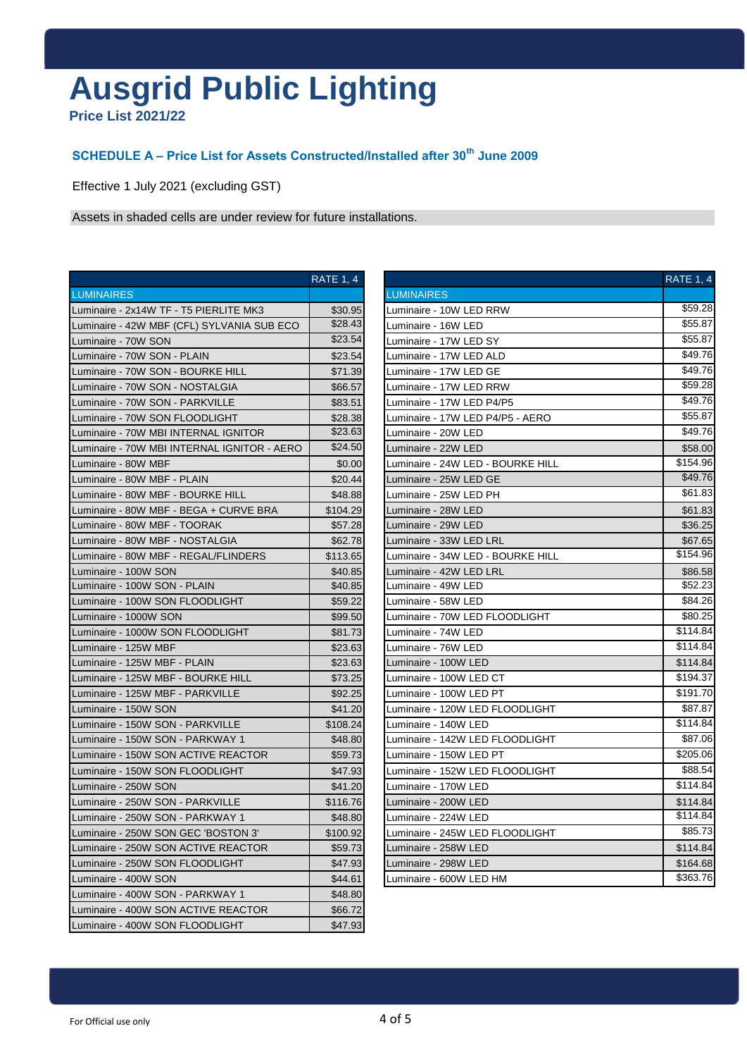# Ausgrid Public Lighting

**Price List 2021/22**

## SCHEDULE A – Price List for Assets Constructed/Installed after 30th June 2009

Effective 1 July 2021 (excluding GST)

Assets in shaded cells are under review for future installations.

| | RATE 1, 4 |
|---|---|
| LUMINAIRES | |
| Luminaire - 2x14W TF - T5 PIERLITE MK3 | $30.95 |
| Luminaire - 42W MBF (CFL) SYLVANIA SUB ECO | $28.43 |
| Luminaire - 70W SON | $23.54 |
| Luminaire - 70W SON - PLAIN | $23.54 |
| Luminaire - 70W SON - BOURKE HILL | $71.39 |
| Luminaire - 70W SON - NOSTALGIA | $66.57 |
| Luminaire - 70W SON - PARKVILLE | $83.51 |
| Luminaire - 70W SON FLOODLIGHT | $28.38 |
| Luminaire - 70W MBI INTERNAL IGNITOR | $23.63 |
| Luminaire - 70W MBI INTERNAL IGNITOR - AERO | $24.50 |
| Luminaire - 80W MBF | $0.00 |
| Luminaire - 80W MBF - PLAIN | $20.44 |
| Luminaire - 80W MBF - BOURKE HILL | $48.88 |
| Luminaire - 80W MBF - BEGA + CURVE BRA | $104.29 |
| Luminaire - 80W MBF - TOORAK | $57.28 |
| Luminaire - 80W MBF - NOSTALGIA | $62.78 |
| Luminaire - 80W MBF - REGAL/FLINDERS | $113.65 |
| Luminaire - 100W SON | $40.85 |
| Luminaire - 100W SON - PLAIN | $40.85 |
| Luminaire - 100W SON FLOODLIGHT | $59.22 |
| Luminaire - 1000W SON | $99.50 |
| Luminaire - 1000W SON FLOODLIGHT | $81.73 |
| Luminaire - 125W MBF | $23.63 |
| Luminaire - 125W MBF - PLAIN | $23.63 |
| Luminaire - 125W MBF - BOURKE HILL | $73.25 |
| Luminaire - 125W MBF - PARKVILLE | $92.25 |
| Luminaire - 150W SON | $41.20 |
| Luminaire - 150W SON - PARKVILLE | $108.24 |
| Luminaire - 150W SON - PARKWAY 1 | $48.80 |
| Luminaire - 150W SON ACTIVE REACTOR | $59.73 |
| Luminaire - 150W SON FLOODLIGHT | $47.93 |
| Luminaire - 250W SON | $41.20 |
| Luminaire - 250W SON - PARKVILLE | $116.76 |
| Luminaire - 250W SON - PARKWAY 1 | $48.80 |
| Luminaire - 250W SON GEC 'BOSTON 3' | $100.92 |
| Luminaire - 250W SON ACTIVE REACTOR | $59.73 |
| Luminaire - 250W SON FLOODLIGHT | $47.93 |
| Luminaire - 400W SON | $44.61 |
| Luminaire - 400W SON - PARKWAY 1 | $48.80 |
| Luminaire - 400W SON ACTIVE REACTOR | $66.72 |
| Luminaire - 400W SON FLOODLIGHT | $47.93 |

| | RATE 1, 4 |
|---|---|
| LUMINAIRES | |
| Luminaire - 10W LED RRW | $59.28 |
| Luminaire - 16W LED | $55.87 |
| Luminaire - 17W LED SY | $55.87 |
| Luminaire - 17W LED ALD | $49.76 |
| Luminaire - 17W LED GE | $49.76 |
| Luminaire - 17W LED RRW | $59.28 |
| Luminaire - 17W LED P4/P5 | $49.76 |
| Luminaire - 17W LED P4/P5 - AERO | $55.87 |
| Luminaire - 20W LED | $49.76 |
| Luminaire - 22W LED | $58.00 |
| Luminaire - 24W LED - BOURKE HILL | $154.96 |
| Luminaire - 25W LED GE | $49.76 |
| Luminaire - 25W LED PH | $61.83 |
| Luminaire - 28W LED | $61.83 |
| Luminaire - 29W LED | $36.25 |
| Luminaire - 33W LED LRL | $67.65 |
| Luminaire - 34W LED - BOURKE HILL | $154.96 |
| Luminaire - 42W LED LRL | $86.58 |
| Luminaire - 49W LED | $52.23 |
| Luminaire - 58W LED | $84.26 |
| Luminaire - 70W LED FLOODLIGHT | $80.25 |
| Luminaire - 74W LED | $114.84 |
| Luminaire - 76W LED | $114.84 |
| Luminaire - 100W LED | $114.84 |
| Luminaire - 100W LED CT | $194.37 |
| Luminaire - 100W LED PT | $191.70 |
| Luminaire - 120W LED FLOODLIGHT | $87.87 |
| Luminaire - 140W LED | $114.84 |
| Luminaire - 142W LED FLOODLIGHT | $87.06 |
| Luminaire - 150W LED PT | $205.06 |
| Luminaire - 152W LED FLOODLIGHT | $88.54 |
| Luminaire - 170W LED | $114.84 |
| Luminaire - 200W LED | $114.84 |
| Luminaire - 224W LED | $114.84 |
| Luminaire - 245W LED FLOODLIGHT | $85.73 |
| Luminaire - 258W LED | $114.84 |
| Luminaire - 298W LED | $164.68 |
| Luminaire - 600W LED HM | $363.76 |

For Official use only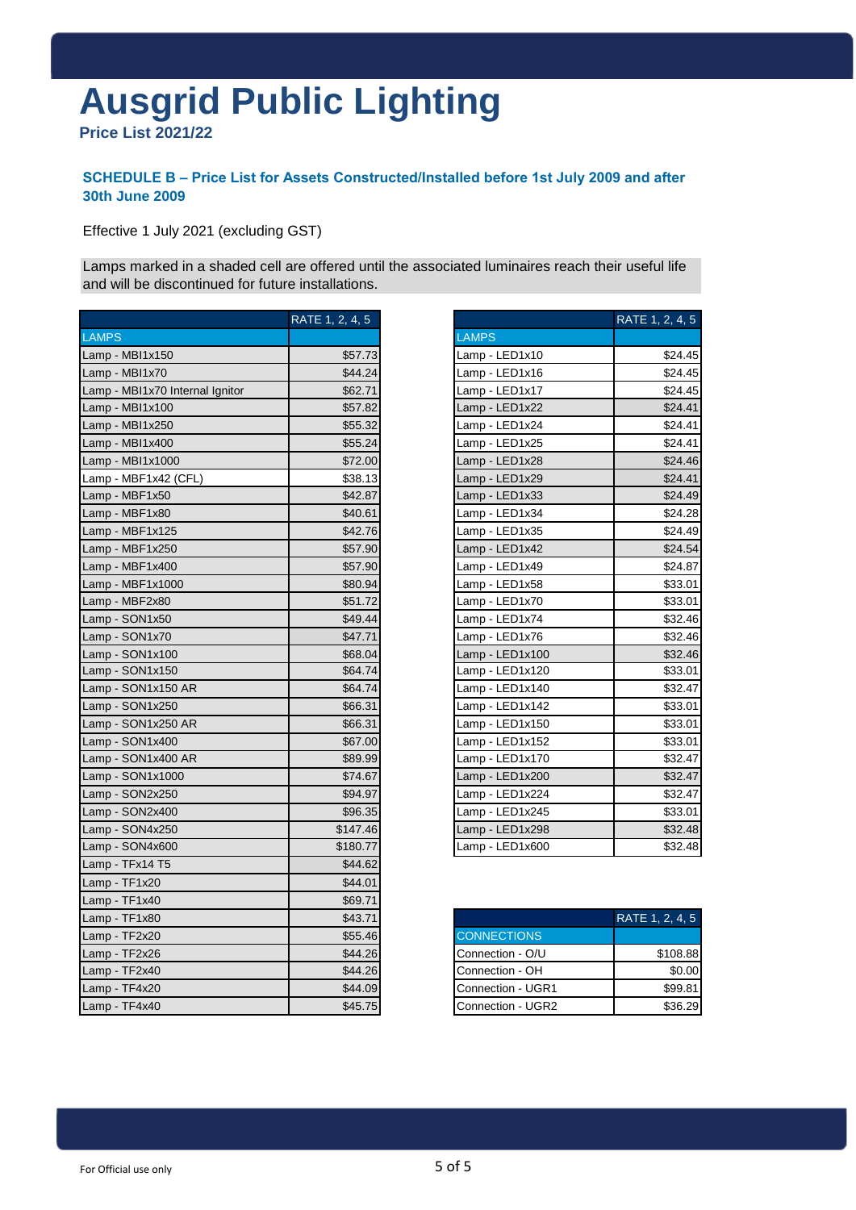# Ausgrid Public Lighting

**Price List 2021/22**

### SCHEDULE B – Price List for Assets Constructed/Installed before 1st July 2009 and after 30th June 2009

Effective 1 July 2021 (excluding GST)

Lamps marked in a shaded cell are offered until the associated luminaires reach their useful life and will be discontinued for future installations.

| | RATE 1, 2, 4, 5 |
|---|---|
| LAMPS | |
| Lamp - MBI1x150 | $57.73 |
| Lamp - MBI1x70 | $44.24 |
| Lamp - MBI1x70 Internal Ignitor | $62.71 |
| Lamp - MBI1x100 | $57.82 |
| Lamp - MBI1x250 | $55.32 |
| Lamp - MBI1x400 | $55.24 |
| Lamp - MBI1x1000 | $72.00 |
| Lamp - MBF1x42 (CFL) | $38.13 |
| Lamp - MBF1x50 | $42.87 |
| Lamp - MBF1x80 | $40.61 |
| Lamp - MBF1x125 | $42.76 |
| Lamp - MBF1x250 | $57.90 |
| Lamp - MBF1x400 | $57.90 |
| Lamp - MBF1x1000 | $80.94 |
| Lamp - MBF2x80 | $51.72 |
| Lamp - SON1x50 | $49.44 |
| Lamp - SON1x70 | $47.71 |
| Lamp - SON1x100 | $68.04 |
| Lamp - SON1x150 | $64.74 |
| Lamp - SON1x150 AR | $64.74 |
| Lamp - SON1x250 | $66.31 |
| Lamp - SON1x250 AR | $66.31 |
| Lamp - SON1x400 | $67.00 |
| Lamp - SON1x400 AR | $89.99 |
| Lamp - SON1x1000 | $74.67 |
| Lamp - SON2x250 | $94.97 |
| Lamp - SON2x400 | $96.35 |
| Lamp - SON4x250 | $147.46 |
| Lamp - SON4x600 | $180.77 |
| Lamp - TFx14 T5 | $44.62 |
| Lamp - TF1x20 | $44.01 |
| Lamp - TF1x40 | $69.71 |
| Lamp - TF1x80 | $43.71 |
| Lamp - TF2x20 | $55.46 |
| Lamp - TF2x26 | $44.26 |
| Lamp - TF2x40 | $44.26 |
| Lamp - TF4x20 | $44.09 |
| Lamp - TF4x40 | $45.75 |

| | RATE 1, 2, 4, 5 |
|---|---|
| LAMPS | |
| Lamp - LED1x10 | $24.45 |
| Lamp - LED1x16 | $24.45 |
| Lamp - LED1x17 | $24.45 |
| Lamp - LED1x22 | $24.41 |
| Lamp - LED1x24 | $24.41 |
| Lamp - LED1x25 | $24.41 |
| Lamp - LED1x28 | $24.46 |
| Lamp - LED1x29 | $24.41 |
| Lamp - LED1x33 | $24.49 |
| Lamp - LED1x34 | $24.28 |
| Lamp - LED1x35 | $24.49 |
| Lamp - LED1x42 | $24.54 |
| Lamp - LED1x49 | $24.87 |
| Lamp - LED1x58 | $33.01 |
| Lamp - LED1x70 | $33.01 |
| Lamp - LED1x74 | $32.46 |
| Lamp - LED1x76 | $32.46 |
| Lamp - LED1x100 | $32.46 |
| Lamp - LED1x120 | $33.01 |
| Lamp - LED1x140 | $32.47 |
| Lamp - LED1x142 | $33.01 |
| Lamp - LED1x150 | $33.01 |
| Lamp - LED1x152 | $33.01 |
| Lamp - LED1x170 | $32.47 |
| Lamp - LED1x200 | $32.47 |
| Lamp - LED1x224 | $32.47 |
| Lamp - LED1x245 | $33.01 |
| Lamp - LED1x298 | $32.48 |
| Lamp - LED1x600 | $32.48 |

| | RATE 1, 2, 4, 5 |
|---|---|
| CONNECTIONS | |
| Connection - O/U | $108.88 |
| Connection - OH | $0.00 |
| Connection - UGR1 | $99.81 |
| Connection - UGR2 | $36.29 |

For Official use only